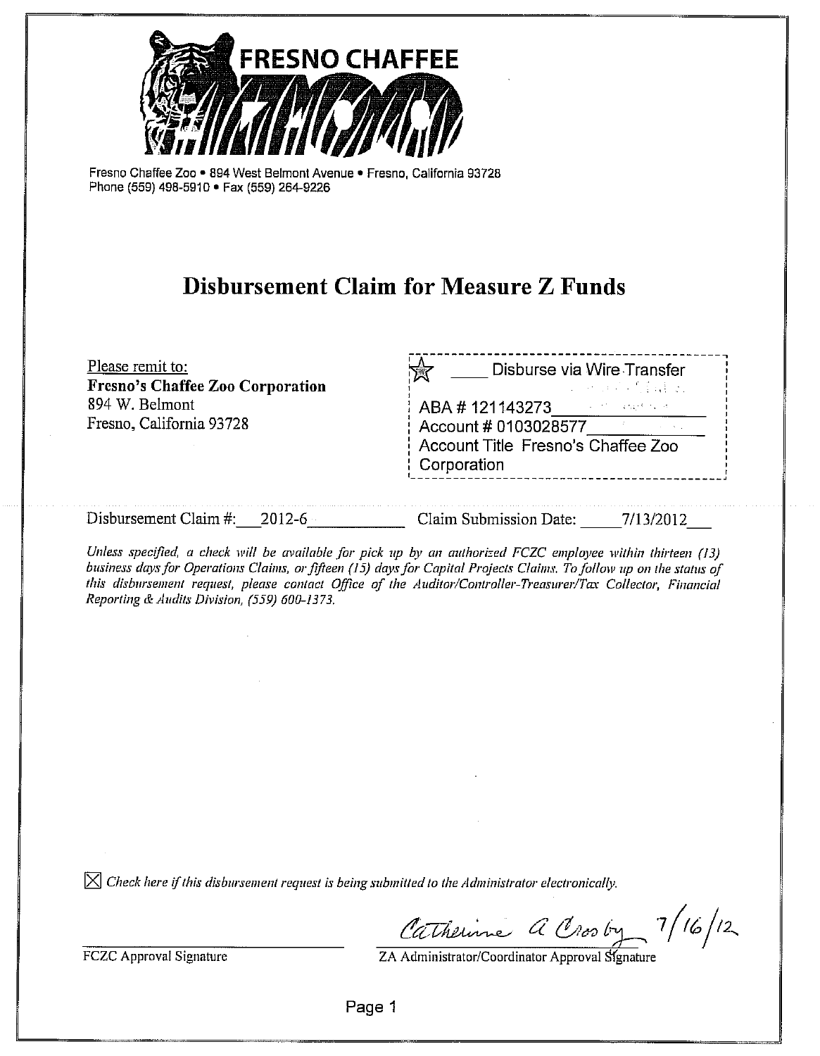FRESNO CHAFFEE ZOO

Fresno Chaffee Zoo • 894 West Belmont Avenue • Fresno, California 93728
Phone (559) 498-5910 • Fax (559) 264-9226

# Disbursement Claim for Measure Z Funds

Please remit to:
**Fresno's Chaffee Zoo Corporation**
894 W. Belmont
Fresno, California 93728

☆ \_\_\_\_ Disburse via Wire Transfer

ABA # 121143273
Account # 0103028577
Account Title Fresno's Chaffee Zoo Corporation

Disbursement Claim #: 2012-6    Claim Submission Date: 7/13/2012

*Unless specified, a check will be available for pick up by an authorized FCZC employee within thirteen (13) business days for Operations Claims, or fifteen (15) days for Capital Projects Claims. To follow up on the status of this disbursement request, please contact Office of the Auditor/Controller-Treasurer/Tax Collector, Financial Reporting & Audits Division, (559) 600-1373.*

☒ *Check here if this disbursement request is being submitted to the Administrator electronically.*

FCZC Approval Signature

Catherine A Crosby 7/16/12
ZA Administrator/Coordinator Approval Signature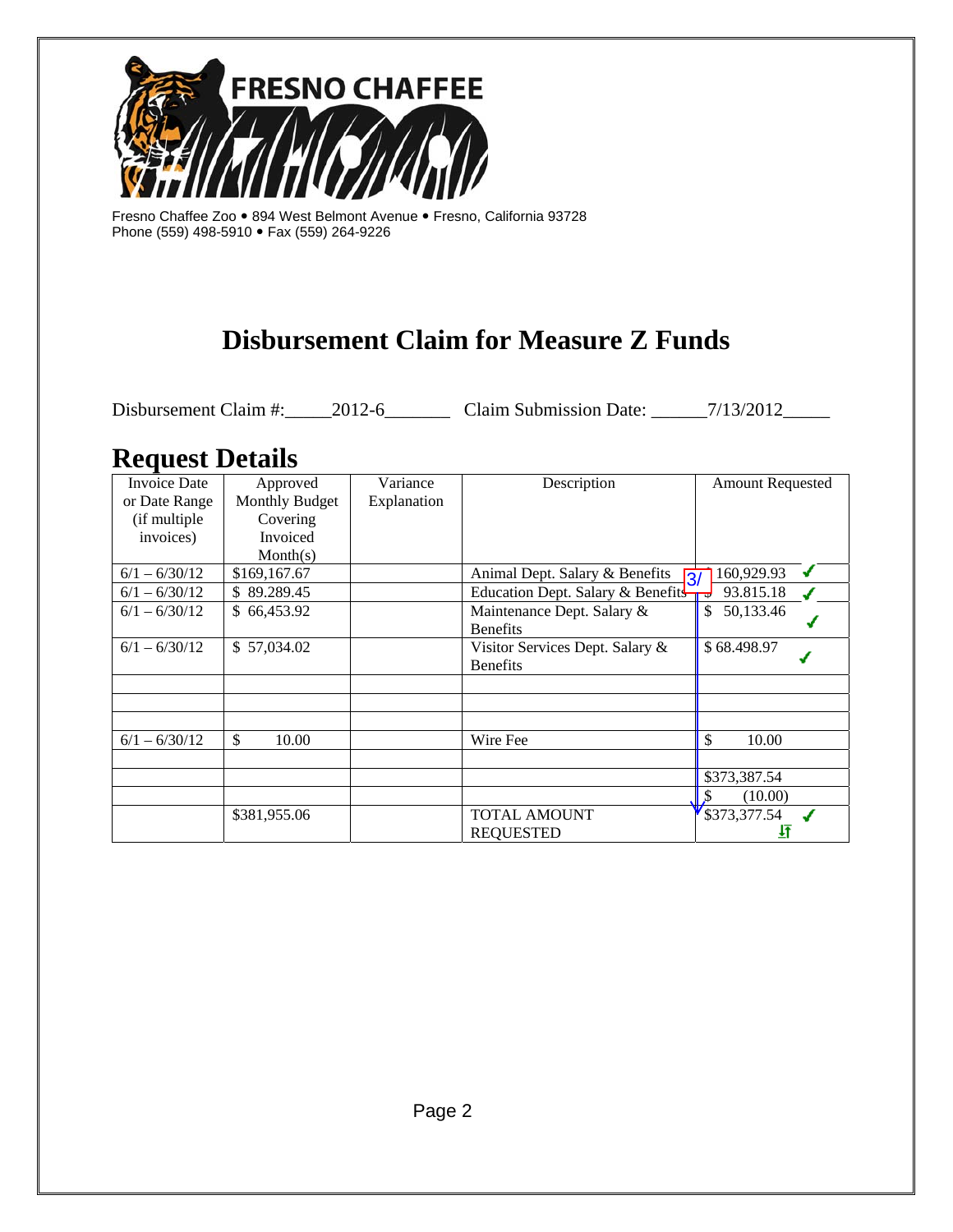Fresno Chaffee Zoo • 894 West Belmont Avenue • Fresno, California 93728
Phone (559) 498-5910 • Fax (559) 264-9226

# Disbursement Claim for Measure Z Funds

Disbursement Claim #:_____2012-6_______ Claim Submission Date: ______7/13/2012_____

## Request Details

| Invoice Date or Date Range (if multiple invoices) | Approved Monthly Budget Covering Invoiced Month(s) | Variance Explanation | Description | Amount Requested |
|---|---|---|---|---|
| 6/1 – 6/30/12 | $169,167.67 | | Animal Dept. Salary & Benefits | $ 160,929.93 ✓ |
| 6/1 – 6/30/12 | $ 89.289.45 | | Education Dept. Salary & Benefits | $ 93.815.18 ✓ |
| 6/1 – 6/30/12 | $ 66,453.92 | | Maintenance Dept. Salary & Benefits | $ 50,133.46 ✓ |
| 6/1 – 6/30/12 | $ 57,034.02 | | Visitor Services Dept. Salary & Benefits | $ 68.498.97 ✓ |
| | | | | |
| | | | | |
| | | | | |
| 6/1 – 6/30/12 | $ 10.00 | | Wire Fee | $ 10.00 |
| | | | | |
| | | | | $373,387.54 |
| | | | | $ (10.00) |
| | $381,955.06 | | TOTAL AMOUNT REQUESTED | $373,377.54 ✓ |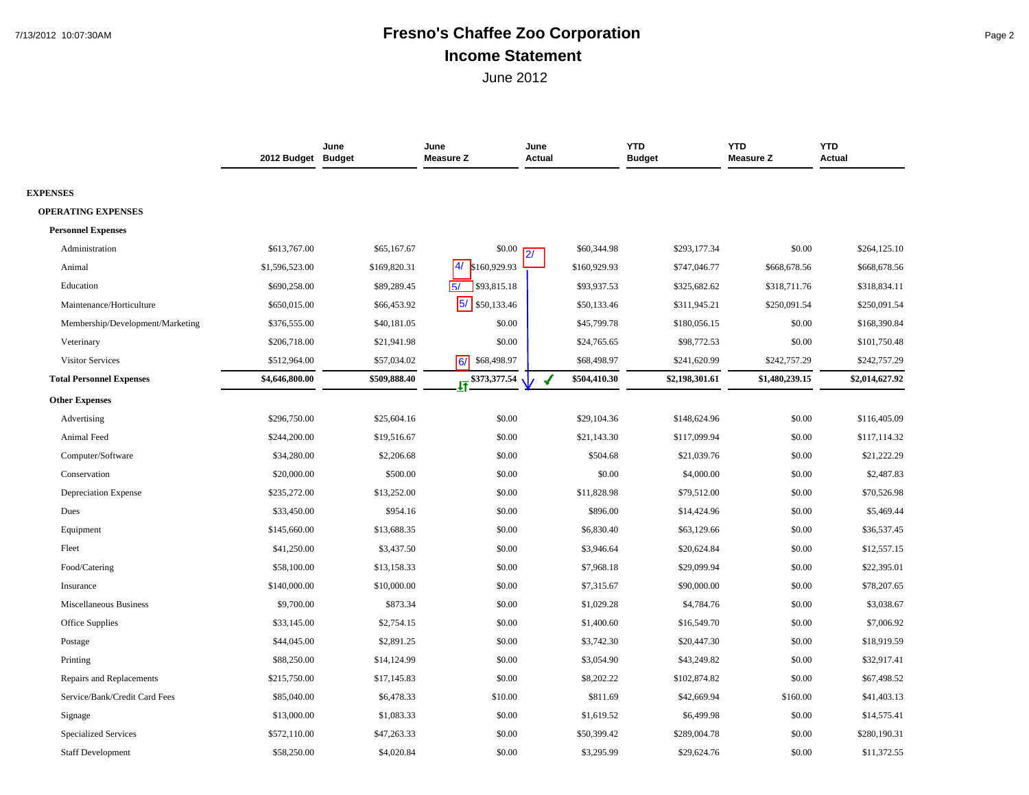# Fresno's Chaffee Zoo Corporation

## Income Statement

June 2012

| | 2012 Budget | June Budget | June Measure Z | June Actual | YTD Budget | YTD Measure Z | YTD Actual |
|---|---|---|---|---|---|---|---|
| **EXPENSES** | | | | | | | |
| **OPERATING EXPENSES** | | | | | | | |
| **Personnel Expenses** | | | | | | | |
| Administration | $613,767.00 | $65,167.67 | $0.00 | $60,344.98 | $293,177.34 | $0.00 | $264,125.10 |
| Animal | $1,596,523.00 | $169,820.31 | 4/ $160,929.93 | $160,929.93 | $747,046.77 | $668,678.56 | $668,678.56 |
| Education | $690,258.00 | $89,289.45 | 5/ $93,815.18 | $93,937.53 | $325,682.62 | $318,711.76 | $318,834.11 |
| Maintenance/Horticulture | $650,015.00 | $66,453.92 | 5/ $50,133.46 | $50,133.46 | $311,945.21 | $250,091.54 | $250,091.54 |
| Membership/Development/Marketing | $376,555.00 | $40,181.05 | $0.00 | $45,799.78 | $180,056.15 | $0.00 | $168,390.84 |
| Veterinary | $206,718.00 | $21,941.98 | $0.00 | $24,765.65 | $98,772.53 | $0.00 | $101,750.48 |
| Visitor Services | $512,964.00 | $57,034.02 | 6/ $68,498.97 | $68,498.97 | $241,620.99 | $242,757.29 | $242,757.29 |
| **Total Personnel Expenses** | **$4,646,800.00** | **$509,888.40** | **$373,377.54** | **$504,410.30** | **$2,198,301.61** | **$1,480,239.15** | **$2,014,627.92** |
| **Other Expenses** | | | | | | | |
| Advertising | $296,750.00 | $25,604.16 | $0.00 | $29,104.36 | $148,624.96 | $0.00 | $116,405.09 |
| Animal Feed | $244,200.00 | $19,516.67 | $0.00 | $21,143.30 | $117,099.94 | $0.00 | $117,114.32 |
| Computer/Software | $34,280.00 | $2,206.68 | $0.00 | $504.68 | $21,039.76 | $0.00 | $21,222.29 |
| Conservation | $20,000.00 | $500.00 | $0.00 | $0.00 | $4,000.00 | $0.00 | $2,487.83 |
| Depreciation Expense | $235,272.00 | $13,252.00 | $0.00 | $11,828.98 | $79,512.00 | $0.00 | $70,526.98 |
| Dues | $33,450.00 | $954.16 | $0.00 | $896.00 | $14,424.96 | $0.00 | $5,469.44 |
| Equipment | $145,660.00 | $13,688.35 | $0.00 | $6,830.40 | $63,129.66 | $0.00 | $36,537.45 |
| Fleet | $41,250.00 | $3,437.50 | $0.00 | $3,946.64 | $20,624.84 | $0.00 | $12,557.15 |
| Food/Catering | $58,100.00 | $13,158.33 | $0.00 | $7,968.18 | $29,099.94 | $0.00 | $22,395.01 |
| Insurance | $140,000.00 | $10,000.00 | $0.00 | $7,315.67 | $90,000.00 | $0.00 | $78,207.65 |
| Miscellaneous Business | $9,700.00 | $873.34 | $0.00 | $1,029.28 | $4,784.76 | $0.00 | $3,038.67 |
| Office Supplies | $33,145.00 | $2,754.15 | $0.00 | $1,400.60 | $16,549.70 | $0.00 | $7,006.92 |
| Postage | $44,045.00 | $2,891.25 | $0.00 | $3,742.30 | $20,447.30 | $0.00 | $18,919.59 |
| Printing | $88,250.00 | $14,124.99 | $0.00 | $3,054.90 | $43,249.82 | $0.00 | $32,917.41 |
| Repairs and Replacements | $215,750.00 | $17,145.83 | $0.00 | $8,202.22 | $102,874.82 | $0.00 | $67,498.52 |
| Service/Bank/Credit Card Fees | $85,040.00 | $6,478.33 | $10.00 | $811.69 | $42,669.94 | $160.00 | $41,403.13 |
| Signage | $13,000.00 | $1,083.33 | $0.00 | $1,619.52 | $6,499.98 | $0.00 | $14,575.41 |
| Specialized Services | $572,110.00 | $47,263.33 | $0.00 | $50,399.42 | $289,004.78 | $0.00 | $280,190.31 |
| Staff Development | $58,250.00 | $4,020.84 | $0.00 | $3,295.99 | $29,624.76 | $0.00 | $11,372.55 |

2/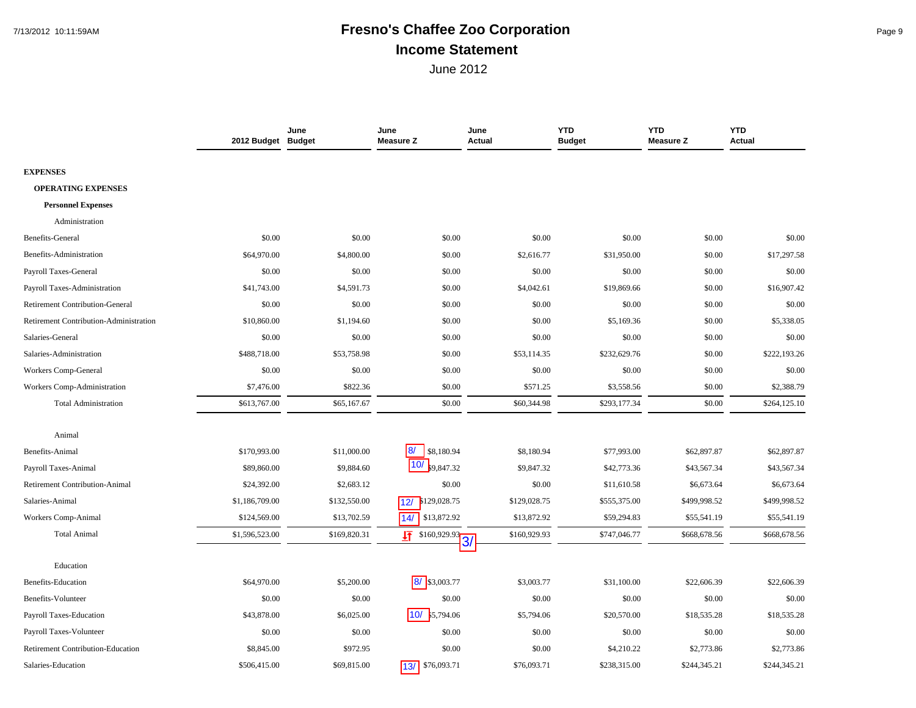# Fresno's Chaffee Zoo Corporation

## Income Statement

June 2012

| | 2012 Budget | June Budget | June Measure Z | June Actual | YTD Budget | YTD Measure Z | YTD Actual |
|---|---|---|---|---|---|---|---|
| **EXPENSES** | | | | | | | |
| **OPERATING EXPENSES** | | | | | | | |
| **Personnel Expenses** | | | | | | | |
| Administration | | | | | | | |
| Benefits-General | $0.00 | $0.00 | $0.00 | $0.00 | $0.00 | $0.00 | $0.00 |
| Benefits-Administration | $64,970.00 | $4,800.00 | $0.00 | $2,616.77 | $31,950.00 | $0.00 | $17,297.58 |
| Payroll Taxes-General | $0.00 | $0.00 | $0.00 | $0.00 | $0.00 | $0.00 | $0.00 |
| Payroll Taxes-Administration | $41,743.00 | $4,591.73 | $0.00 | $4,042.61 | $19,869.66 | $0.00 | $16,907.42 |
| Retirement Contribution-General | $0.00 | $0.00 | $0.00 | $0.00 | $0.00 | $0.00 | $0.00 |
| Retirement Contribution-Administration | $10,860.00 | $1,194.60 | $0.00 | $0.00 | $5,169.36 | $0.00 | $5,338.05 |
| Salaries-General | $0.00 | $0.00 | $0.00 | $0.00 | $0.00 | $0.00 | $0.00 |
| Salaries-Administration | $488,718.00 | $53,758.98 | $0.00 | $53,114.35 | $232,629.76 | $0.00 | $222,193.26 |
| Workers Comp-General | $0.00 | $0.00 | $0.00 | $0.00 | $0.00 | $0.00 | $0.00 |
| Workers Comp-Administration | $7,476.00 | $822.36 | $0.00 | $571.25 | $3,558.56 | $0.00 | $2,388.79 |
| Total Administration | $613,767.00 | $65,167.67 | $0.00 | $60,344.98 | $293,177.34 | $0.00 | $264,125.10 |
| Animal | | | | | | | |
| Benefits-Animal | $170,993.00 | $11,000.00 | 8/ $8,180.94 | $8,180.94 | $77,993.00 | $62,897.87 | $62,897.87 |
| Payroll Taxes-Animal | $89,860.00 | $9,884.60 | 10/ $9,847.32 | $9,847.32 | $42,773.36 | $43,567.34 | $43,567.34 |
| Retirement Contribution-Animal | $24,392.00 | $2,683.12 | $0.00 | $0.00 | $11,610.58 | $6,673.64 | $6,673.64 |
| Salaries-Animal | $1,186,709.00 | $132,550.00 | 12/ $129,028.75 | $129,028.75 | $555,375.00 | $499,998.52 | $499,998.52 |
| Workers Comp-Animal | $124,569.00 | $13,702.59 | 14/ $13,872.92 | $13,872.92 | $59,294.83 | $55,541.19 | $55,541.19 |
| Total Animal | $1,596,523.00 | $169,820.31 | $160,929.93 3/ | $160,929.93 | $747,046.77 | $668,678.56 | $668,678.56 |
| Education | | | | | | | |
| Benefits-Education | $64,970.00 | $5,200.00 | 8/ $3,003.77 | $3,003.77 | $31,100.00 | $22,606.39 | $22,606.39 |
| Benefits-Volunteer | $0.00 | $0.00 | $0.00 | $0.00 | $0.00 | $0.00 | $0.00 |
| Payroll Taxes-Education | $43,878.00 | $6,025.00 | 10/ $5,794.06 | $5,794.06 | $20,570.00 | $18,535.28 | $18,535.28 |
| Payroll Taxes-Volunteer | $0.00 | $0.00 | $0.00 | $0.00 | $0.00 | $0.00 | $0.00 |
| Retirement Contribution-Education | $8,845.00 | $972.95 | $0.00 | $0.00 | $4,210.22 | $2,773.86 | $2,773.86 |
| Salaries-Education | $506,415.00 | $69,815.00 | 13/ $76,093.71 | $76,093.71 | $238,315.00 | $244,345.21 | $244,345.21 |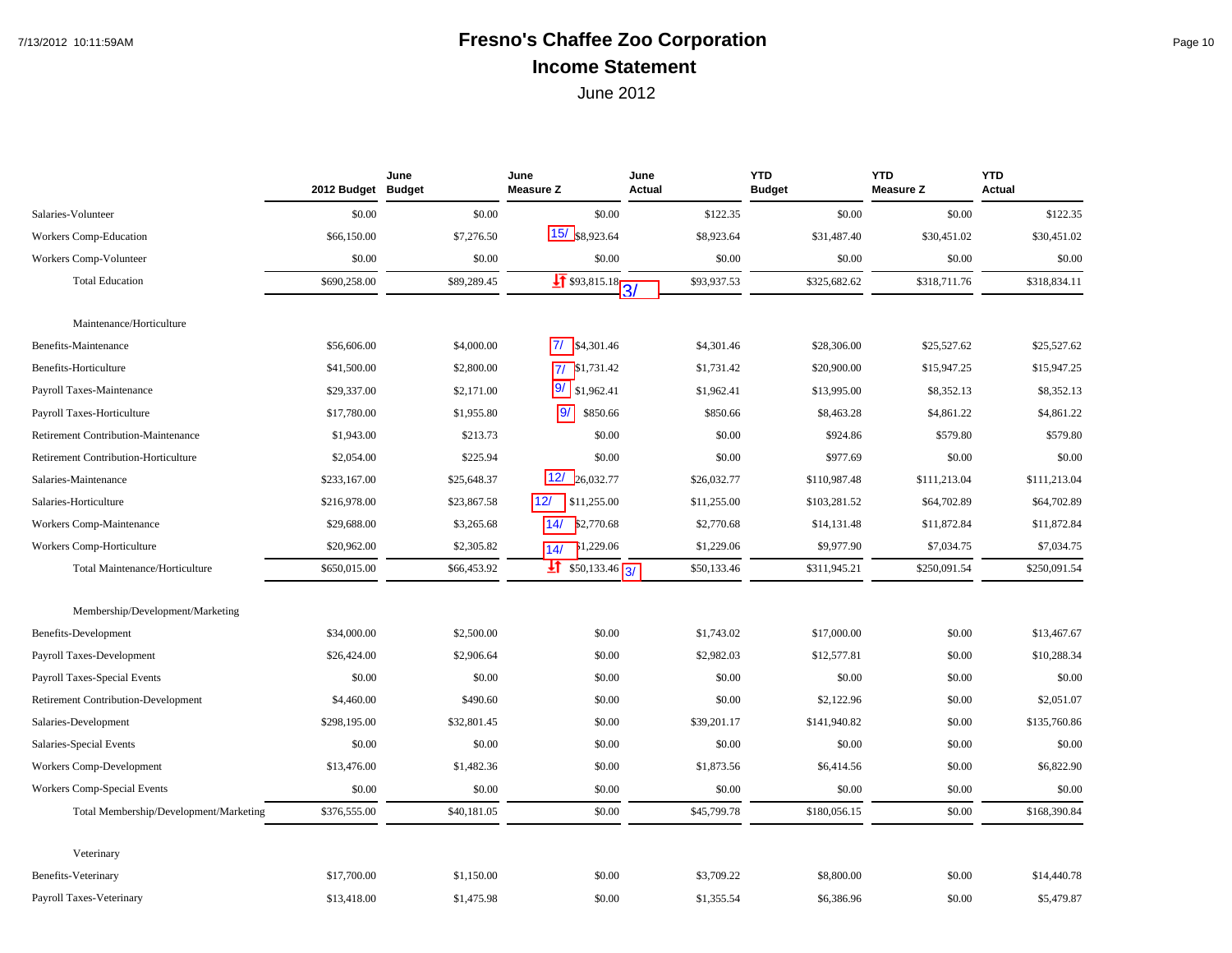# Fresno's Chaffee Zoo Corporation

## Income Statement

June 2012

| | 2012 Budget | June Budget | June Measure Z | June Actual | YTD Budget | YTD Measure Z | YTD Actual |
|---|---|---|---|---|---|---|---|
| Salaries-Volunteer | $0.00 | $0.00 | $0.00 | $122.35 | $0.00 | $0.00 | $122.35 |
| Workers Comp-Education | $66,150.00 | $7,276.50 | 15/ $8,923.64 | $8,923.64 | $31,487.40 | $30,451.02 | $30,451.02 |
| Workers Comp-Volunteer | $0.00 | $0.00 | $0.00 | $0.00 | $0.00 | $0.00 | $0.00 |
| Total Education | $690,258.00 | $89,289.45 | $93,815.18 3/ | $93,937.53 | $325,682.62 | $318,711.76 | $318,834.11 |
| **Maintenance/Horticulture** | | | | | | | |
| Benefits-Maintenance | $56,606.00 | $4,000.00 | 7/ $4,301.46 | $4,301.46 | $28,306.00 | $25,527.62 | $25,527.62 |
| Benefits-Horticulture | $41,500.00 | $2,800.00 | 7/ $1,731.42 | $1,731.42 | $20,900.00 | $15,947.25 | $15,947.25 |
| Payroll Taxes-Maintenance | $29,337.00 | $2,171.00 | 9/ $1,962.41 | $1,962.41 | $13,995.00 | $8,352.13 | $8,352.13 |
| Payroll Taxes-Horticulture | $17,780.00 | $1,955.80 | 9/ $850.66 | $850.66 | $8,463.28 | $4,861.22 | $4,861.22 |
| Retirement Contribution-Maintenance | $1,943.00 | $213.73 | $0.00 | $0.00 | $924.86 | $579.80 | $579.80 |
| Retirement Contribution-Horticulture | $2,054.00 | $225.94 | $0.00 | $0.00 | $977.69 | $0.00 | $0.00 |
| Salaries-Maintenance | $233,167.00 | $25,648.37 | 12/ $26,032.77 | $26,032.77 | $110,987.48 | $111,213.04 | $111,213.04 |
| Salaries-Horticulture | $216,978.00 | $23,867.58 | 12/ $11,255.00 | $11,255.00 | $103,281.52 | $64,702.89 | $64,702.89 |
| Workers Comp-Maintenance | $29,688.00 | $3,265.68 | 14/ $2,770.68 | $2,770.68 | $14,131.48 | $11,872.84 | $11,872.84 |
| Workers Comp-Horticulture | $20,962.00 | $2,305.82 | 14/ $1,229.06 | $1,229.06 | $9,977.90 | $7,034.75 | $7,034.75 |
| Total Maintenance/Horticulture | $650,015.00 | $66,453.92 | $50,133.46 3/ | $50,133.46 | $311,945.21 | $250,091.54 | $250,091.54 |
| **Membership/Development/Marketing** | | | | | | | |
| Benefits-Development | $34,000.00 | $2,500.00 | $0.00 | $1,743.02 | $17,000.00 | $0.00 | $13,467.67 |
| Payroll Taxes-Development | $26,424.00 | $2,906.64 | $0.00 | $2,982.03 | $12,577.81 | $0.00 | $10,288.34 |
| Payroll Taxes-Special Events | $0.00 | $0.00 | $0.00 | $0.00 | $0.00 | $0.00 | $0.00 |
| Retirement Contribution-Development | $4,460.00 | $490.60 | $0.00 | $0.00 | $2,122.96 | $0.00 | $2,051.07 |
| Salaries-Development | $298,195.00 | $32,801.45 | $0.00 | $39,201.17 | $141,940.82 | $0.00 | $135,760.86 |
| Salaries-Special Events | $0.00 | $0.00 | $0.00 | $0.00 | $0.00 | $0.00 | $0.00 |
| Workers Comp-Development | $13,476.00 | $1,482.36 | $0.00 | $1,873.56 | $6,414.56 | $0.00 | $6,822.90 |
| Workers Comp-Special Events | $0.00 | $0.00 | $0.00 | $0.00 | $0.00 | $0.00 | $0.00 |
| Total Membership/Development/Marketing | $376,555.00 | $40,181.05 | $0.00 | $45,799.78 | $180,056.15 | $0.00 | $168,390.84 |
| **Veterinary** | | | | | | | |
| Benefits-Veterinary | $17,700.00 | $1,150.00 | $0.00 | $3,709.22 | $8,800.00 | $0.00 | $14,440.78 |
| Payroll Taxes-Veterinary | $13,418.00 | $1,475.98 | $0.00 | $1,355.54 | $6,386.96 | $0.00 | $5,479.87 |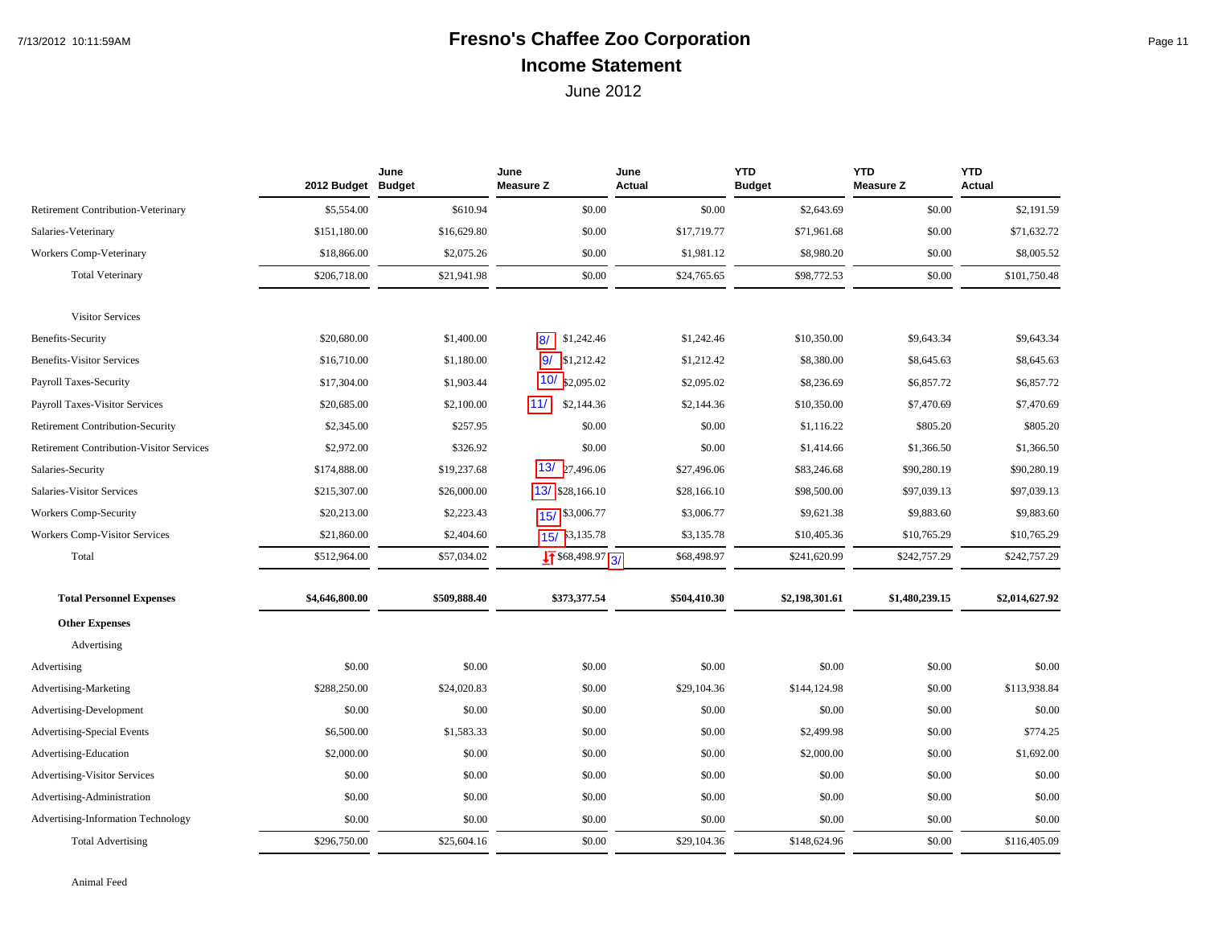# Fresno's Chaffee Zoo Corporation

## Income Statement

June 2012

| | 2012 Budget | June Budget | June Measure Z | June Actual | YTD Budget | YTD Measure Z | YTD Actual |
|---|---|---|---|---|---|---|---|
| Retirement Contribution-Veterinary | $5,554.00 | $610.94 | $0.00 | $0.00 | $2,643.69 | $0.00 | $2,191.59 |
| Salaries-Veterinary | $151,180.00 | $16,629.80 | $0.00 | $17,719.77 | $71,961.68 | $0.00 | $71,632.72 |
| Workers Comp-Veterinary | $18,866.00 | $2,075.26 | $0.00 | $1,981.12 | $8,980.20 | $0.00 | $8,005.52 |
| Total Veterinary | $206,718.00 | $21,941.98 | $0.00 | $24,765.65 | $98,772.53 | $0.00 | $101,750.48 |
| Visitor Services | | | | | | | |
| Benefits-Security | $20,680.00 | $1,400.00 | 8/ $1,242.46 | $1,242.46 | $10,350.00 | $9,643.34 | $9,643.34 |
| Benefits-Visitor Services | $16,710.00 | $1,180.00 | 9/ $1,212.42 | $1,212.42 | $8,380.00 | $8,645.63 | $8,645.63 |
| Payroll Taxes-Security | $17,304.00 | $1,903.44 | 10/ $2,095.02 | $2,095.02 | $8,236.69 | $6,857.72 | $6,857.72 |
| Payroll Taxes-Visitor Services | $20,685.00 | $2,100.00 | 11/ $2,144.36 | $2,144.36 | $10,350.00 | $7,470.69 | $7,470.69 |
| Retirement Contribution-Security | $2,345.00 | $257.95 | $0.00 | $0.00 | $1,116.22 | $805.20 | $805.20 |
| Retirement Contribution-Visitor Services | $2,972.00 | $326.92 | $0.00 | $0.00 | $1,414.66 | $1,366.50 | $1,366.50 |
| Salaries-Security | $174,888.00 | $19,237.68 | 13/ $27,496.06 | $27,496.06 | $83,246.68 | $90,280.19 | $90,280.19 |
| Salaries-Visitor Services | $215,307.00 | $26,000.00 | 13/ $28,166.10 | $28,166.10 | $98,500.00 | $97,039.13 | $97,039.13 |
| Workers Comp-Security | $20,213.00 | $2,223.43 | 15/ $3,006.77 | $3,006.77 | $9,621.38 | $9,883.60 | $9,883.60 |
| Workers Comp-Visitor Services | $21,860.00 | $2,404.60 | 15/ $3,135.78 | $3,135.78 | $10,405.36 | $10,765.29 | $10,765.29 |
| Total | $512,964.00 | $57,034.02 | $68,498.97 3/ | $68,498.97 | $241,620.99 | $242,757.29 | $242,757.29 |
| **Total Personnel Expenses** | **$4,646,800.00** | **$509,888.40** | **$373,377.54** | **$504,410.30** | **$2,198,301.61** | **$1,480,239.15** | **$2,014,627.92** |
| **Other Expenses** | | | | | | | |
| Advertising | | | | | | | |
| Advertising | $0.00 | $0.00 | $0.00 | $0.00 | $0.00 | $0.00 | $0.00 |
| Advertising-Marketing | $288,250.00 | $24,020.83 | $0.00 | $29,104.36 | $144,124.98 | $0.00 | $113,938.84 |
| Advertising-Development | $0.00 | $0.00 | $0.00 | $0.00 | $0.00 | $0.00 | $0.00 |
| Advertising-Special Events | $6,500.00 | $1,583.33 | $0.00 | $0.00 | $2,499.98 | $0.00 | $774.25 |
| Advertising-Education | $2,000.00 | $0.00 | $0.00 | $0.00 | $2,000.00 | $0.00 | $1,692.00 |
| Advertising-Visitor Services | $0.00 | $0.00 | $0.00 | $0.00 | $0.00 | $0.00 | $0.00 |
| Advertising-Administration | $0.00 | $0.00 | $0.00 | $0.00 | $0.00 | $0.00 | $0.00 |
| Advertising-Information Technology | $0.00 | $0.00 | $0.00 | $0.00 | $0.00 | $0.00 | $0.00 |
| Total Advertising | $296,750.00 | $25,604.16 | $0.00 | $29,104.36 | $148,624.96 | $0.00 | $116,405.09 |
| Animal Feed | | | | | | | |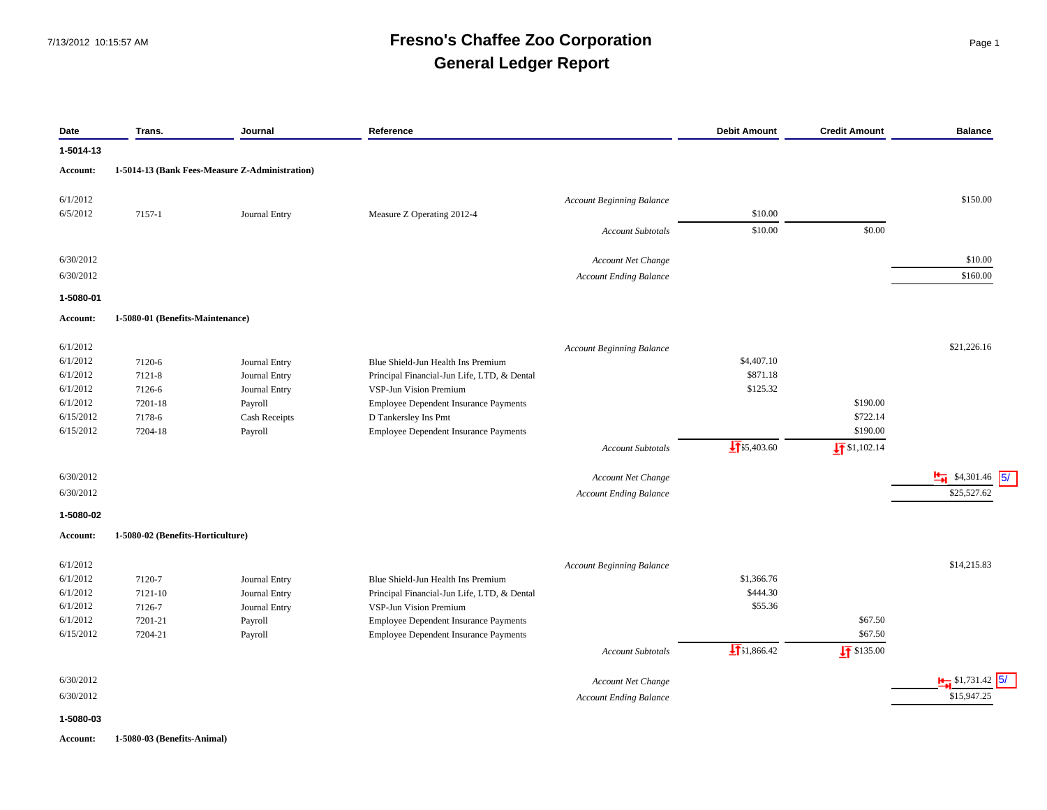# Fresno's Chaffee Zoo Corporation
## General Ledger Report

7/13/2012 10:15:57 AM

| Date | Trans. | Journal | Reference | | Debit Amount | Credit Amount | Balance |
|---|---|---|---|---|---|---|---|
| **1-5014-13** | | | | | | | |
| **Account:** | **1-5014-13 (Bank Fees-Measure Z-Administration)** | | | | | | |
| 6/1/2012 | | | | *Account Beginning Balance* | | | $150.00 |
| 6/5/2012 | 7157-1 | Journal Entry | Measure Z Operating 2012-4 | | $10.00 | | |
| | | | | *Account Subtotals* | $10.00 | $0.00 | |
| 6/30/2012 | | | | *Account Net Change* | | | $10.00 |
| 6/30/2012 | | | | *Account Ending Balance* | | | $160.00 |
| **1-5080-01** | | | | | | | |
| **Account:** | **1-5080-01 (Benefits-Maintenance)** | | | | | | |
| 6/1/2012 | | | | *Account Beginning Balance* | | | $21,226.16 |
| 6/1/2012 | 7120-6 | Journal Entry | Blue Shield-Jun Health Ins Premium | | $4,407.10 | | |
| 6/1/2012 | 7121-8 | Journal Entry | Principal Financial-Jun Life, LTD, & Dental | | $871.18 | | |
| 6/1/2012 | 7126-6 | Journal Entry | VSP-Jun Vision Premium | | $125.32 | | |
| 6/1/2012 | 7201-18 | Payroll | Employee Dependent Insurance Payments | | | $190.00 | |
| 6/15/2012 | 7178-6 | Cash Receipts | D Tankersley Ins Pmt | | | $722.14 | |
| 6/15/2012 | 7204-18 | Payroll | Employee Dependent Insurance Payments | | | $190.00 | |
| | | | | *Account Subtotals* | $5,403.60 | $1,102.14 | |
| 6/30/2012 | | | | *Account Net Change* | | | $4,301.46 5/ |
| 6/30/2012 | | | | *Account Ending Balance* | | | $25,527.62 |
| **1-5080-02** | | | | | | | |
| **Account:** | **1-5080-02 (Benefits-Horticulture)** | | | | | | |
| 6/1/2012 | | | | *Account Beginning Balance* | | | $14,215.83 |
| 6/1/2012 | 7120-7 | Journal Entry | Blue Shield-Jun Health Ins Premium | | $1,366.76 | | |
| 6/1/2012 | 7121-10 | Journal Entry | Principal Financial-Jun Life, LTD, & Dental | | $444.30 | | |
| 6/1/2012 | 7126-7 | Journal Entry | VSP-Jun Vision Premium | | $55.36 | | |
| 6/1/2012 | 7201-21 | Payroll | Employee Dependent Insurance Payments | | | $67.50 | |
| 6/15/2012 | 7204-21 | Payroll | Employee Dependent Insurance Payments | | | $67.50 | |
| | | | | *Account Subtotals* | $1,866.42 | $135.00 | |
| 6/30/2012 | | | | *Account Net Change* | | | $1,731.42 5/ |
| 6/30/2012 | | | | *Account Ending Balance* | | | $15,947.25 |
| **1-5080-03** | | | | | | | |
| **Account:** | **1-5080-03 (Benefits-Animal)** | | | | | | |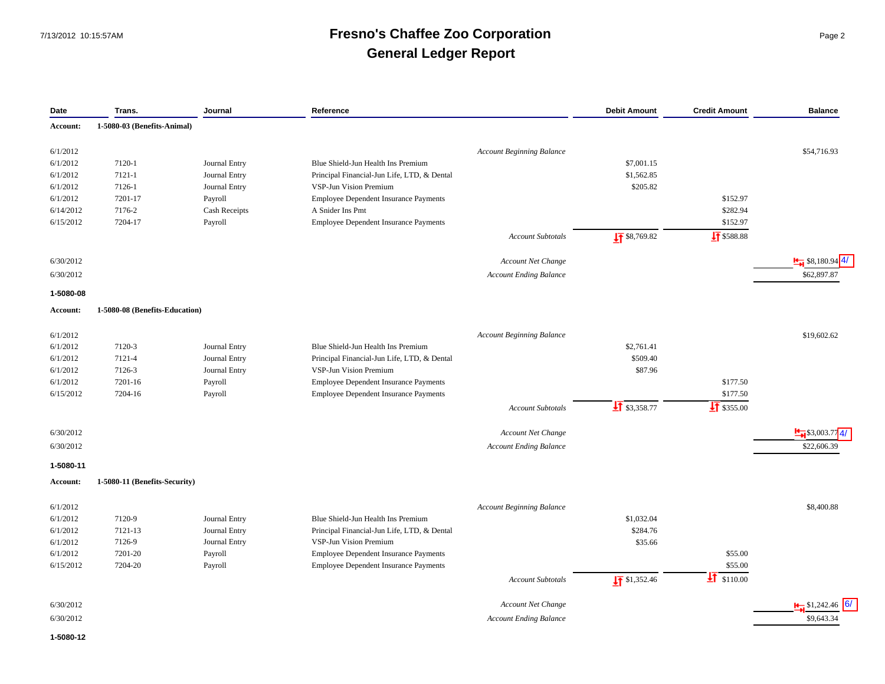# Fresno's Chaffee Zoo Corporation

## General Ledger Report

| Date | Trans. | Journal | Reference | Debit Amount | Credit Amount | Balance |
|---|---|---|---|---|---|---|
| **Account:** | **1-5080-03 (Benefits-Animal)** | | | | | |
| 6/1/2012 | | | *Account Beginning Balance* | | | $54,716.93 |
| 6/1/2012 | 7120-1 | Journal Entry | Blue Shield-Jun Health Ins Premium | $7,001.15 | | |
| 6/1/2012 | 7121-1 | Journal Entry | Principal Financial-Jun Life, LTD, & Dental | $1,562.85 | | |
| 6/1/2012 | 7126-1 | Journal Entry | VSP-Jun Vision Premium | $205.82 | | |
| 6/1/2012 | 7201-17 | Payroll | Employee Dependent Insurance Payments | | $152.97 | |
| 6/14/2012 | 7176-2 | Cash Receipts | A Snider Ins Pmt | | $282.94 | |
| 6/15/2012 | 7204-17 | Payroll | Employee Dependent Insurance Payments | | $152.97 | |
| | | | *Account Subtotals* | $8,769.82 | $588.88 | |
| 6/30/2012 | | | *Account Net Change* | | | $8,180.94 4/ |
| 6/30/2012 | | | *Account Ending Balance* | | | $62,897.87 |
| **1-5080-08** | | | | | | |
| **Account:** | **1-5080-08 (Benefits-Education)** | | | | | |
| 6/1/2012 | | | *Account Beginning Balance* | | | $19,602.62 |
| 6/1/2012 | 7120-3 | Journal Entry | Blue Shield-Jun Health Ins Premium | $2,761.41 | | |
| 6/1/2012 | 7121-4 | Journal Entry | Principal Financial-Jun Life, LTD, & Dental | $509.40 | | |
| 6/1/2012 | 7126-3 | Journal Entry | VSP-Jun Vision Premium | $87.96 | | |
| 6/1/2012 | 7201-16 | Payroll | Employee Dependent Insurance Payments | | $177.50 | |
| 6/15/2012 | 7204-16 | Payroll | Employee Dependent Insurance Payments | | $177.50 | |
| | | | *Account Subtotals* | $3,358.77 | $355.00 | |
| 6/30/2012 | | | *Account Net Change* | | | $3,003.77 4/ |
| 6/30/2012 | | | *Account Ending Balance* | | | $22,606.39 |
| **1-5080-11** | | | | | | |
| **Account:** | **1-5080-11 (Benefits-Security)** | | | | | |
| 6/1/2012 | | | *Account Beginning Balance* | | | $8,400.88 |
| 6/1/2012 | 7120-9 | Journal Entry | Blue Shield-Jun Health Ins Premium | $1,032.04 | | |
| 6/1/2012 | 7121-13 | Journal Entry | Principal Financial-Jun Life, LTD, & Dental | $284.76 | | |
| 6/1/2012 | 7126-9 | Journal Entry | VSP-Jun Vision Premium | $35.66 | | |
| 6/1/2012 | 7201-20 | Payroll | Employee Dependent Insurance Payments | | $55.00 | |
| 6/15/2012 | 7204-20 | Payroll | Employee Dependent Insurance Payments | | $55.00 | |
| | | | *Account Subtotals* | $1,352.46 | $110.00 | |
| 6/30/2012 | | | *Account Net Change* | | | $1,242.46 6/ |
| 6/30/2012 | | | *Account Ending Balance* | | | $9,643.34 |
| **1-5080-12** | | | | | | |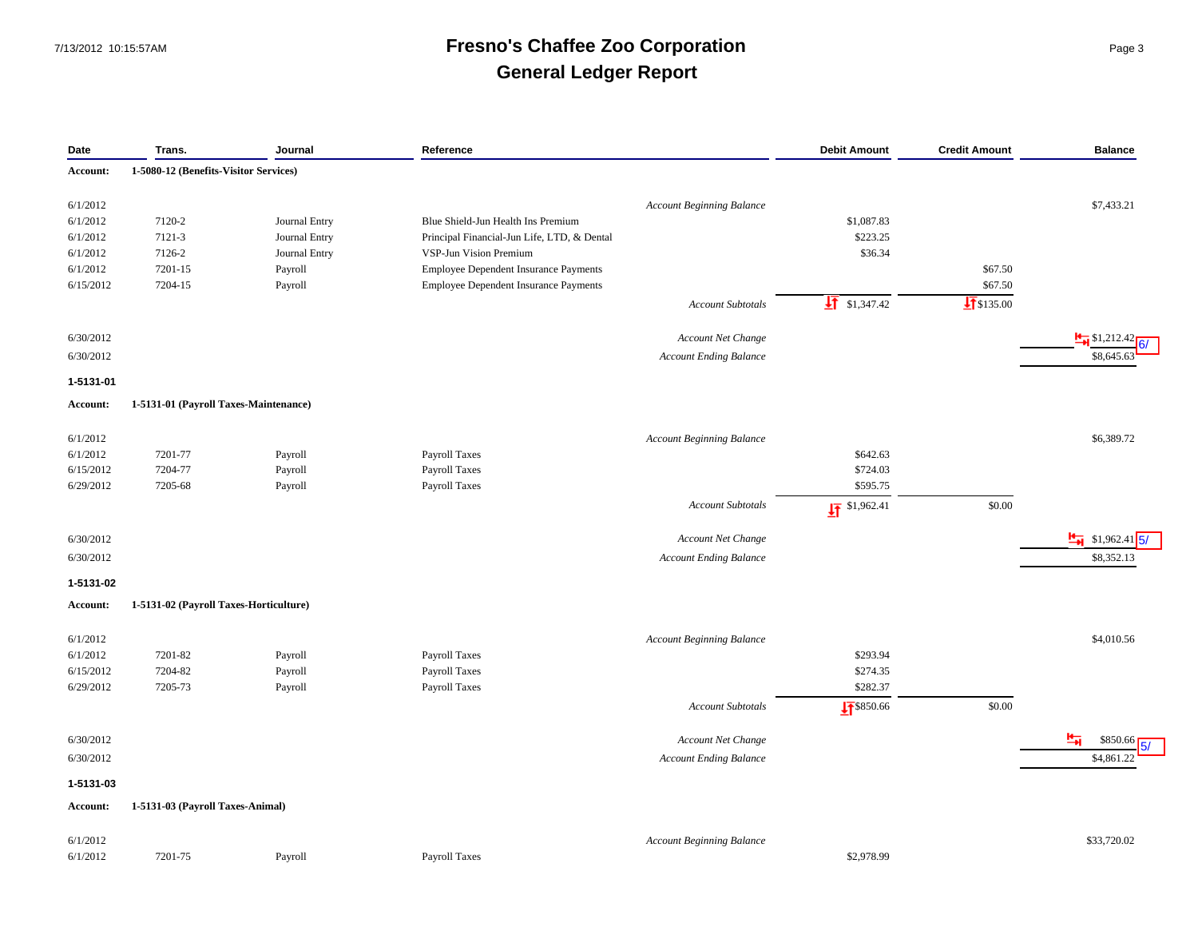# Fresno's Chaffee Zoo Corporation
## General Ledger Report

| Date | Trans. | Journal | Reference | Debit Amount | Credit Amount | Balance |
|---|---|---|---|---|---|---|
| **Account:** | **1-5080-12 (Benefits-Visitor Services)** | | | | | |
| 6/1/2012 | | | *Account Beginning Balance* | | | $7,433.21 |
| 6/1/2012 | 7120-2 | Journal Entry | Blue Shield-Jun Health Ins Premium | $1,087.83 | | |
| 6/1/2012 | 7121-3 | Journal Entry | Principal Financial-Jun Life, LTD, & Dental | $223.25 | | |
| 6/1/2012 | 7126-2 | Journal Entry | VSP-Jun Vision Premium | $36.34 | | |
| 6/1/2012 | 7201-15 | Payroll | Employee Dependent Insurance Payments | | $67.50 | |
| 6/15/2012 | 7204-15 | Payroll | Employee Dependent Insurance Payments | | $67.50 | |
| | | | *Account Subtotals* | $1,347.42 | $135.00 | |
| 6/30/2012 | | | *Account Net Change* | | | $1,212.42 6/ |
| 6/30/2012 | | | *Account Ending Balance* | | | $8,645.63 |
| **1-5131-01** | | | | | | |
| **Account:** | **1-5131-01 (Payroll Taxes-Maintenance)** | | | | | |
| 6/1/2012 | | | *Account Beginning Balance* | | | $6,389.72 |
| 6/1/2012 | 7201-77 | Payroll | Payroll Taxes | $642.63 | | |
| 6/15/2012 | 7204-77 | Payroll | Payroll Taxes | $724.03 | | |
| 6/29/2012 | 7205-68 | Payroll | Payroll Taxes | $595.75 | | |
| | | | *Account Subtotals* | $1,962.41 | $0.00 | |
| 6/30/2012 | | | *Account Net Change* | | | $1,962.41 5/ |
| 6/30/2012 | | | *Account Ending Balance* | | | $8,352.13 |
| **1-5131-02** | | | | | | |
| **Account:** | **1-5131-02 (Payroll Taxes-Horticulture)** | | | | | |
| 6/1/2012 | | | *Account Beginning Balance* | | | $4,010.56 |
| 6/1/2012 | 7201-82 | Payroll | Payroll Taxes | $293.94 | | |
| 6/15/2012 | 7204-82 | Payroll | Payroll Taxes | $274.35 | | |
| 6/29/2012 | 7205-73 | Payroll | Payroll Taxes | $282.37 | | |
| | | | *Account Subtotals* | $850.66 | $0.00 | |
| 6/30/2012 | | | *Account Net Change* | | | $850.66 5/ |
| 6/30/2012 | | | *Account Ending Balance* | | | $4,861.22 |
| **1-5131-03** | | | | | | |
| **Account:** | **1-5131-03 (Payroll Taxes-Animal)** | | | | | |
| 6/1/2012 | | | *Account Beginning Balance* | | | $33,720.02 |
| 6/1/2012 | 7201-75 | Payroll | Payroll Taxes | $2,978.99 | | |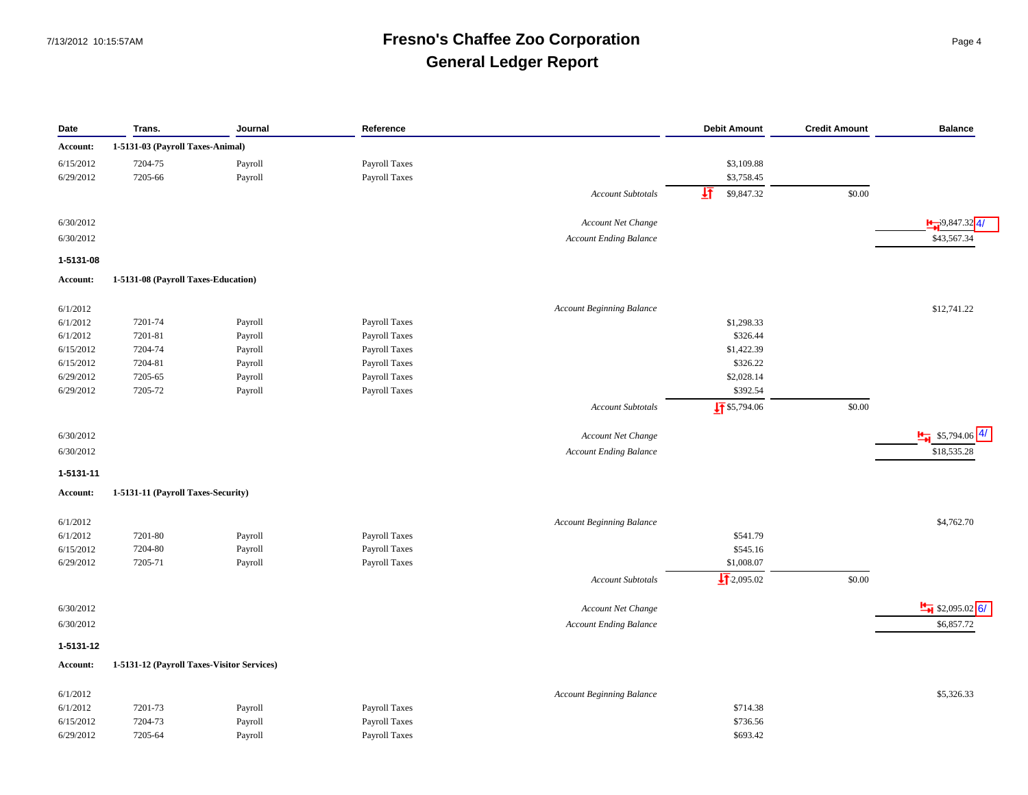# Fresno's Chaffee Zoo Corporation
## General Ledger Report

7/13/2012 10:15:57AM

| Date | Trans. | Journal | Reference | | Debit Amount | Credit Amount | Balance |
|---|---|---|---|---|---|---|---|
| **Account:** | **1-5131-03 (Payroll Taxes-Animal)** | | | | | | |
| 6/15/2012 | 7204-75 | Payroll | Payroll Taxes | | $3,109.88 | | |
| 6/29/2012 | 7205-66 | Payroll | Payroll Taxes | | $3,758.45 | | |
| | | | | *Account Subtotals* | $9,847.32 | $0.00 | |
| 6/30/2012 | | | | *Account Net Change* | | | $9,847.32 4/ |
| 6/30/2012 | | | | *Account Ending Balance* | | | $43,567.34 |
| **1-5131-08** | | | | | | | |
| **Account:** | **1-5131-08 (Payroll Taxes-Education)** | | | | | | |
| 6/1/2012 | | | | *Account Beginning Balance* | | | $12,741.22 |
| 6/1/2012 | 7201-74 | Payroll | Payroll Taxes | | $1,298.33 | | |
| 6/1/2012 | 7201-81 | Payroll | Payroll Taxes | | $326.44 | | |
| 6/15/2012 | 7204-74 | Payroll | Payroll Taxes | | $1,422.39 | | |
| 6/15/2012 | 7204-81 | Payroll | Payroll Taxes | | $326.22 | | |
| 6/29/2012 | 7205-65 | Payroll | Payroll Taxes | | $2,028.14 | | |
| 6/29/2012 | 7205-72 | Payroll | Payroll Taxes | | $392.54 | | |
| | | | | *Account Subtotals* | $5,794.06 | $0.00 | |
| 6/30/2012 | | | | *Account Net Change* | | | $5,794.06 4/ |
| 6/30/2012 | | | | *Account Ending Balance* | | | $18,535.28 |
| **1-5131-11** | | | | | | | |
| **Account:** | **1-5131-11 (Payroll Taxes-Security)** | | | | | | |
| 6/1/2012 | | | | *Account Beginning Balance* | | | $4,762.70 |
| 6/1/2012 | 7201-80 | Payroll | Payroll Taxes | | $541.79 | | |
| 6/15/2012 | 7204-80 | Payroll | Payroll Taxes | | $545.16 | | |
| 6/29/2012 | 7205-71 | Payroll | Payroll Taxes | | $1,008.07 | | |
| | | | | *Account Subtotals* | $2,095.02 | $0.00 | |
| 6/30/2012 | | | | *Account Net Change* | | | $2,095.02 6/ |
| 6/30/2012 | | | | *Account Ending Balance* | | | $6,857.72 |
| **1-5131-12** | | | | | | | |
| **Account:** | **1-5131-12 (Payroll Taxes-Visitor Services)** | | | | | | |
| 6/1/2012 | | | | *Account Beginning Balance* | | | $5,326.33 |
| 6/1/2012 | 7201-73 | Payroll | Payroll Taxes | | $714.38 | | |
| 6/15/2012 | 7204-73 | Payroll | Payroll Taxes | | $736.56 | | |
| 6/29/2012 | 7205-64 | Payroll | Payroll Taxes | | $693.42 | | |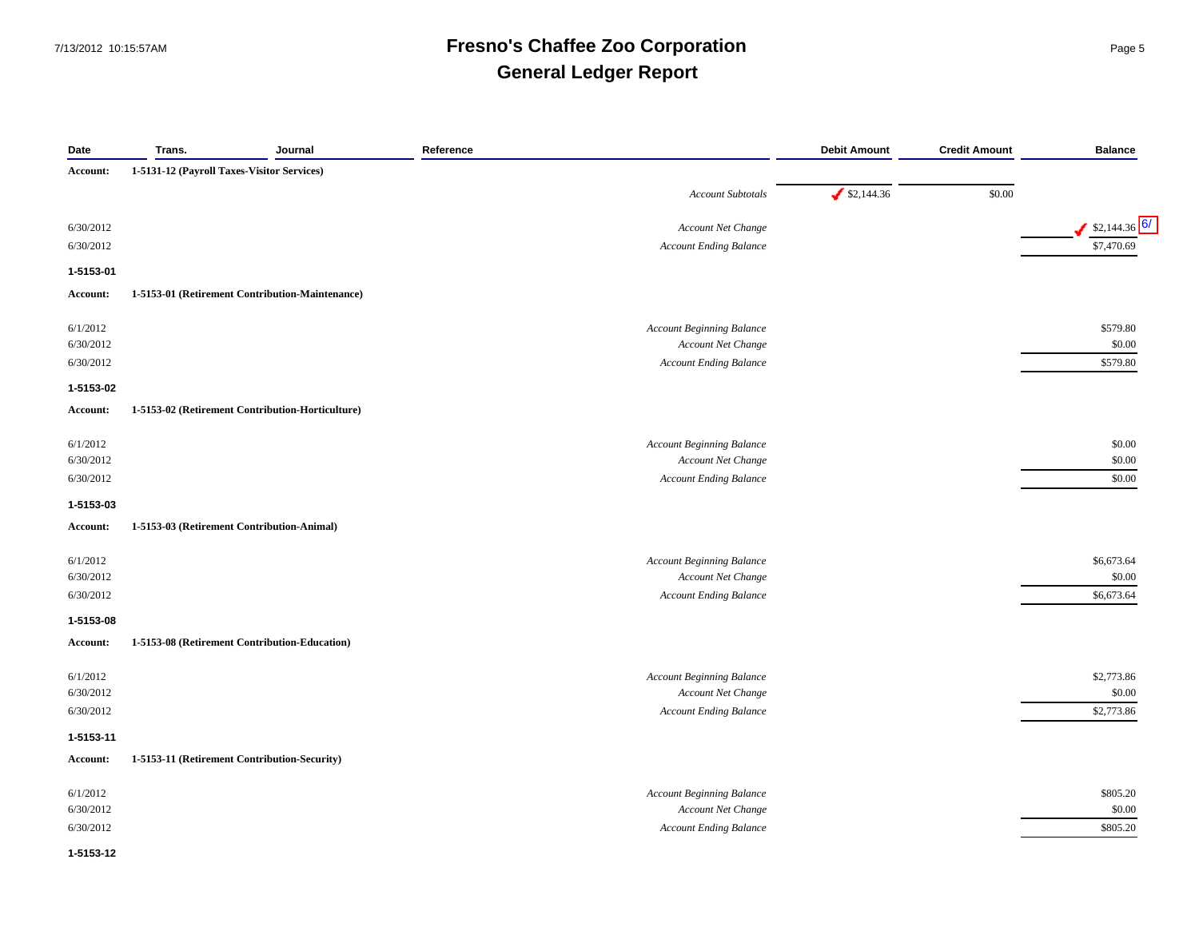# Fresno's Chaffee Zoo Corporation
## General Ledger Report

| Date | Trans. | Journal | Reference | Debit Amount | Credit Amount | Balance |
|---|---|---|---|---|---|---|
| **Account:** | **1-5131-12 (Payroll Taxes-Visitor Services)** | | | | | |
| | | | *Account Subtotals* | ✓ $2,144.36 | $0.00 | |
| 6/30/2012 | | | *Account Net Change* | | | ✓ $2,144.36 6/ |
| 6/30/2012 | | | *Account Ending Balance* | | | $7,470.69 |
| **1-5153-01** | | | | | | |
| **Account:** | **1-5153-01 (Retirement Contribution-Maintenance)** | | | | | |
| 6/1/2012 | | | *Account Beginning Balance* | | | $579.80 |
| 6/30/2012 | | | *Account Net Change* | | | $0.00 |
| 6/30/2012 | | | *Account Ending Balance* | | | $579.80 |
| **1-5153-02** | | | | | | |
| **Account:** | **1-5153-02 (Retirement Contribution-Horticulture)** | | | | | |
| 6/1/2012 | | | *Account Beginning Balance* | | | $0.00 |
| 6/30/2012 | | | *Account Net Change* | | | $0.00 |
| 6/30/2012 | | | *Account Ending Balance* | | | $0.00 |
| **1-5153-03** | | | | | | |
| **Account:** | **1-5153-03 (Retirement Contribution-Animal)** | | | | | |
| 6/1/2012 | | | *Account Beginning Balance* | | | $6,673.64 |
| 6/30/2012 | | | *Account Net Change* | | | $0.00 |
| 6/30/2012 | | | *Account Ending Balance* | | | $6,673.64 |
| **1-5153-08** | | | | | | |
| **Account:** | **1-5153-08 (Retirement Contribution-Education)** | | | | | |
| 6/1/2012 | | | *Account Beginning Balance* | | | $2,773.86 |
| 6/30/2012 | | | *Account Net Change* | | | $0.00 |
| 6/30/2012 | | | *Account Ending Balance* | | | $2,773.86 |
| **1-5153-11** | | | | | | |
| **Account:** | **1-5153-11 (Retirement Contribution-Security)** | | | | | |
| 6/1/2012 | | | *Account Beginning Balance* | | | $805.20 |
| 6/30/2012 | | | *Account Net Change* | | | $0.00 |
| 6/30/2012 | | | *Account Ending Balance* | | | $805.20 |
| **1-5153-12** | | | | | | |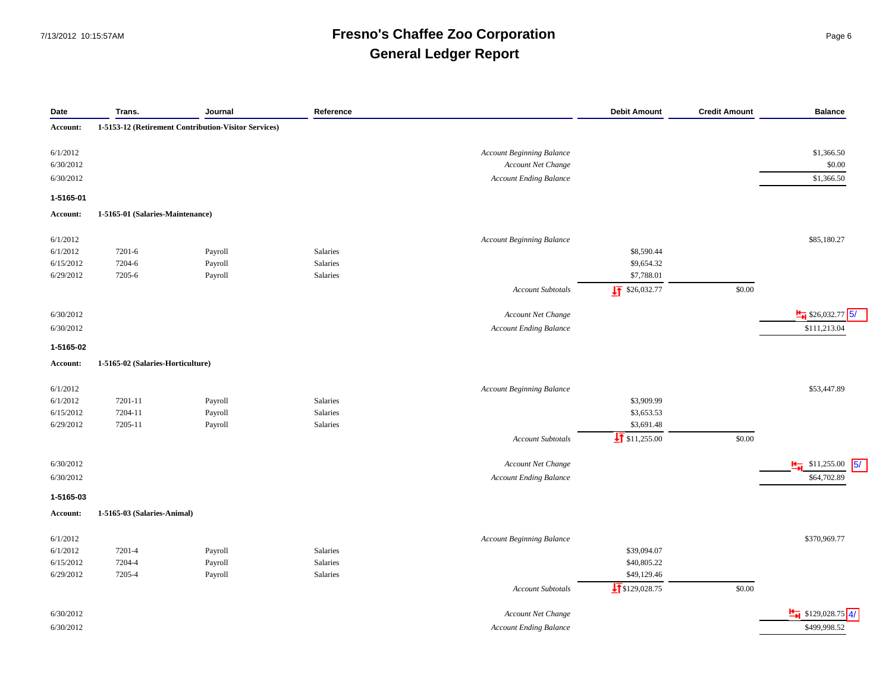# Fresno's Chaffee Zoo Corporation
## General Ledger Report

| Date | Trans. | Journal | Reference | | Debit Amount | Credit Amount | Balance |
|---|---|---|---|---|---|---|---|
| **Account:** | **1-5153-12 (Retirement Contribution-Visitor Services)** | | | | | | |
| 6/1/2012 | | | | *Account Beginning Balance* | | | $1,366.50 |
| 6/30/2012 | | | | *Account Net Change* | | | $0.00 |
| 6/30/2012 | | | | *Account Ending Balance* | | | $1,366.50 |
| **1-5165-01** | | | | | | | |
| **Account:** | **1-5165-01 (Salaries-Maintenance)** | | | | | | |
| 6/1/2012 | | | | *Account Beginning Balance* | | | $85,180.27 |
| 6/1/2012 | 7201-6 | Payroll | Salaries | | $8,590.44 | | |
| 6/15/2012 | 7204-6 | Payroll | Salaries | | $9,654.32 | | |
| 6/29/2012 | 7205-6 | Payroll | Salaries | | $7,788.01 | | |
| | | | | *Account Subtotals* | $26,032.77 | $0.00 | |
| 6/30/2012 | | | | *Account Net Change* | | | $26,032.77 5/ |
| 6/30/2012 | | | | *Account Ending Balance* | | | $111,213.04 |
| **1-5165-02** | | | | | | | |
| **Account:** | **1-5165-02 (Salaries-Horticulture)** | | | | | | |
| 6/1/2012 | | | | *Account Beginning Balance* | | | $53,447.89 |
| 6/1/2012 | 7201-11 | Payroll | Salaries | | $3,909.99 | | |
| 6/15/2012 | 7204-11 | Payroll | Salaries | | $3,653.53 | | |
| 6/29/2012 | 7205-11 | Payroll | Salaries | | $3,691.48 | | |
| | | | | *Account Subtotals* | $11,255.00 | $0.00 | |
| 6/30/2012 | | | | *Account Net Change* | | | $11,255.00 5/ |
| 6/30/2012 | | | | *Account Ending Balance* | | | $64,702.89 |
| **1-5165-03** | | | | | | | |
| **Account:** | **1-5165-03 (Salaries-Animal)** | | | | | | |
| 6/1/2012 | | | | *Account Beginning Balance* | | | $370,969.77 |
| 6/1/2012 | 7201-4 | Payroll | Salaries | | $39,094.07 | | |
| 6/15/2012 | 7204-4 | Payroll | Salaries | | $40,805.22 | | |
| 6/29/2012 | 7205-4 | Payroll | Salaries | | $49,129.46 | | |
| | | | | *Account Subtotals* | $129,028.75 | $0.00 | |
| 6/30/2012 | | | | *Account Net Change* | | | $129,028.75 4/ |
| 6/30/2012 | | | | *Account Ending Balance* | | | $499,998.52 |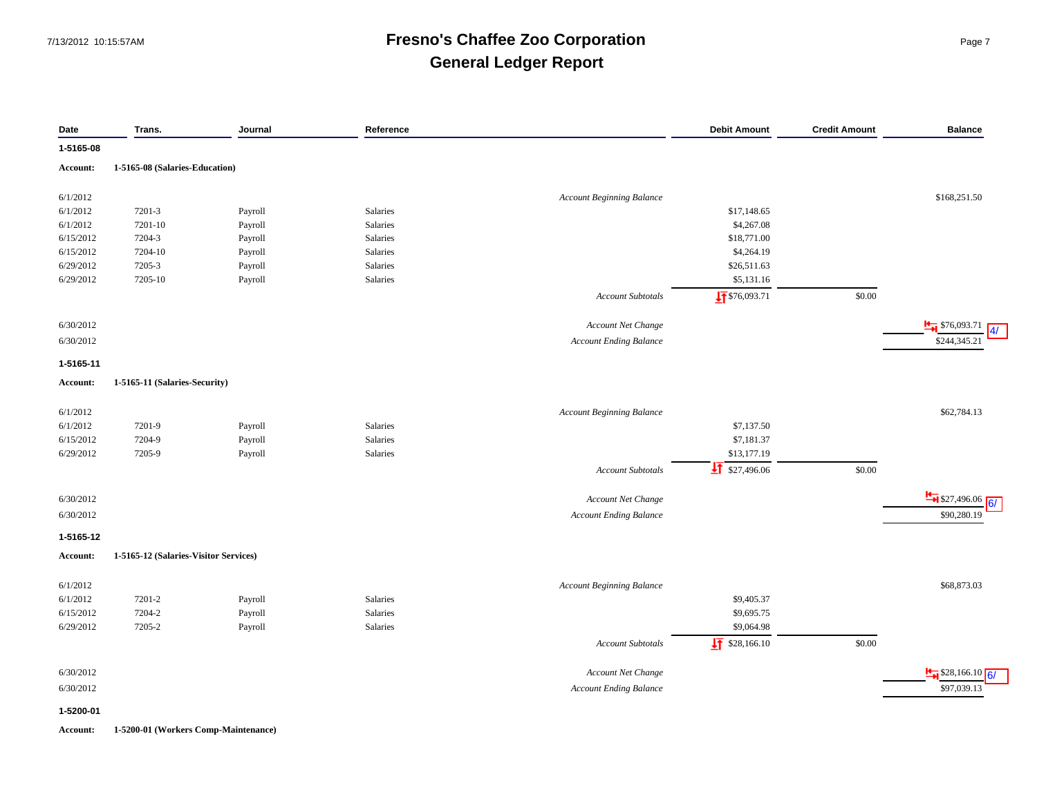# Fresno's Chaffee Zoo Corporation
## General Ledger Report

| Date | Trans. | Journal | Reference | | Debit Amount | Credit Amount | Balance |
|---|---|---|---|---|---|---|---|
| **1-5165-08** | | | | | | | |
| **Account:** | **1-5165-08 (Salaries-Education)** | | | | | | |
| 6/1/2012 | | | | *Account Beginning Balance* | | | $168,251.50 |
| 6/1/2012 | 7201-3 | Payroll | Salaries | | $17,148.65 | | |
| 6/1/2012 | 7201-10 | Payroll | Salaries | | $4,267.08 | | |
| 6/15/2012 | 7204-3 | Payroll | Salaries | | $18,771.00 | | |
| 6/15/2012 | 7204-10 | Payroll | Salaries | | $4,264.19 | | |
| 6/29/2012 | 7205-3 | Payroll | Salaries | | $26,511.63 | | |
| 6/29/2012 | 7205-10 | Payroll | Salaries | | $5,131.16 | | |
| | | | | *Account Subtotals* | $76,093.71 | $0.00 | |
| 6/30/2012 | | | | *Account Net Change* | | | $76,093.71 4/ |
| 6/30/2012 | | | | *Account Ending Balance* | | | $244,345.21 |
| **1-5165-11** | | | | | | | |
| **Account:** | **1-5165-11 (Salaries-Security)** | | | | | | |
| 6/1/2012 | | | | *Account Beginning Balance* | | | $62,784.13 |
| 6/1/2012 | 7201-9 | Payroll | Salaries | | $7,137.50 | | |
| 6/15/2012 | 7204-9 | Payroll | Salaries | | $7,181.37 | | |
| 6/29/2012 | 7205-9 | Payroll | Salaries | | $13,177.19 | | |
| | | | | *Account Subtotals* | $27,496.06 | $0.00 | |
| 6/30/2012 | | | | *Account Net Change* | | | $27,496.06 6/ |
| 6/30/2012 | | | | *Account Ending Balance* | | | $90,280.19 |
| **1-5165-12** | | | | | | | |
| **Account:** | **1-5165-12 (Salaries-Visitor Services)** | | | | | | |
| 6/1/2012 | | | | *Account Beginning Balance* | | | $68,873.03 |
| 6/1/2012 | 7201-2 | Payroll | Salaries | | $9,405.37 | | |
| 6/15/2012 | 7204-2 | Payroll | Salaries | | $9,695.75 | | |
| 6/29/2012 | 7205-2 | Payroll | Salaries | | $9,064.98 | | |
| | | | | *Account Subtotals* | $28,166.10 | $0.00 | |
| 6/30/2012 | | | | *Account Net Change* | | | $28,166.10 6/ |
| 6/30/2012 | | | | *Account Ending Balance* | | | $97,039.13 |
| **1-5200-01** | | | | | | | |
| **Account:** | **1-5200-01 (Workers Comp-Maintenance)** | | | | | | |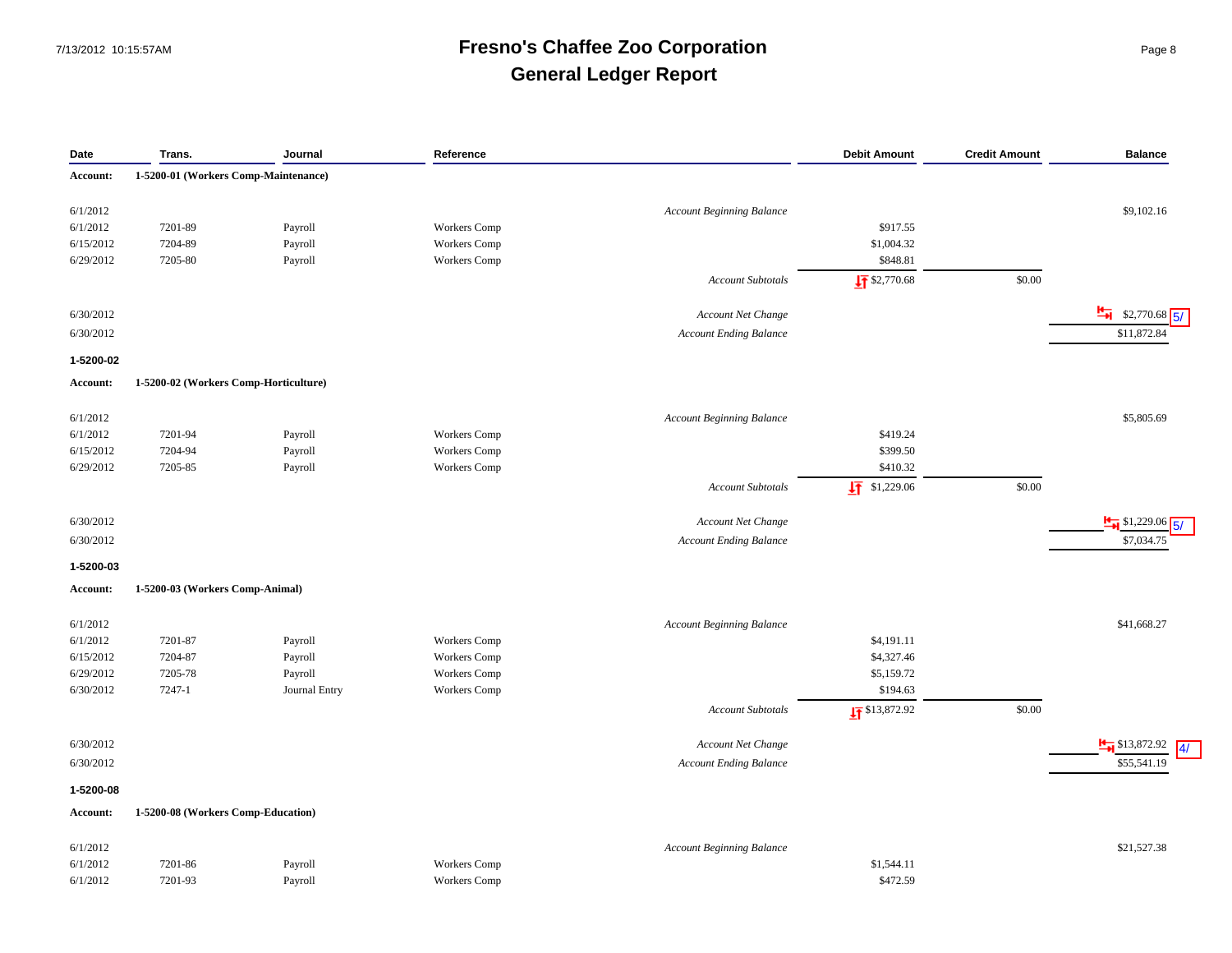# Fresno's Chaffee Zoo Corporation
## General Ledger Report

| Date | Trans. | Journal | Reference | | Debit Amount | Credit Amount | Balance |
|---|---|---|---|---|---|---|---|
| **Account:** | **1-5200-01 (Workers Comp-Maintenance)** | | | | | | |
| 6/1/2012 | | | | *Account Beginning Balance* | | | $9,102.16 |
| 6/1/2012 | 7201-89 | Payroll | Workers Comp | | $917.55 | | |
| 6/15/2012 | 7204-89 | Payroll | Workers Comp | | $1,004.32 | | |
| 6/29/2012 | 7205-80 | Payroll | Workers Comp | | $848.81 | | |
| | | | | *Account Subtotals* | $2,770.68 | $0.00 | |
| 6/30/2012 | | | | *Account Net Change* | | | $2,770.68 5/ |
| 6/30/2012 | | | | *Account Ending Balance* | | | $11,872.84 |
| **1-5200-02** | | | | | | | |
| **Account:** | **1-5200-02 (Workers Comp-Horticulture)** | | | | | | |
| 6/1/2012 | | | | *Account Beginning Balance* | | | $5,805.69 |
| 6/1/2012 | 7201-94 | Payroll | Workers Comp | | $419.24 | | |
| 6/15/2012 | 7204-94 | Payroll | Workers Comp | | $399.50 | | |
| 6/29/2012 | 7205-85 | Payroll | Workers Comp | | $410.32 | | |
| | | | | *Account Subtotals* | $1,229.06 | $0.00 | |
| 6/30/2012 | | | | *Account Net Change* | | | $1,229.06 5/ |
| 6/30/2012 | | | | *Account Ending Balance* | | | $7,034.75 |
| **1-5200-03** | | | | | | | |
| **Account:** | **1-5200-03 (Workers Comp-Animal)** | | | | | | |
| 6/1/2012 | | | | *Account Beginning Balance* | | | $41,668.27 |
| 6/1/2012 | 7201-87 | Payroll | Workers Comp | | $4,191.11 | | |
| 6/15/2012 | 7204-87 | Payroll | Workers Comp | | $4,327.46 | | |
| 6/29/2012 | 7205-78 | Payroll | Workers Comp | | $5,159.72 | | |
| 6/30/2012 | 7247-1 | Journal Entry | Workers Comp | | $194.63 | | |
| | | | | *Account Subtotals* | $13,872.92 | $0.00 | |
| 6/30/2012 | | | | *Account Net Change* | | | $13,872.92 4/ |
| 6/30/2012 | | | | *Account Ending Balance* | | | $55,541.19 |
| **1-5200-08** | | | | | | | |
| **Account:** | **1-5200-08 (Workers Comp-Education)** | | | | | | |
| 6/1/2012 | | | | *Account Beginning Balance* | | | $21,527.38 |
| 6/1/2012 | 7201-86 | Payroll | Workers Comp | | $1,544.11 | | |
| 6/1/2012 | 7201-93 | Payroll | Workers Comp | | $472.59 | | |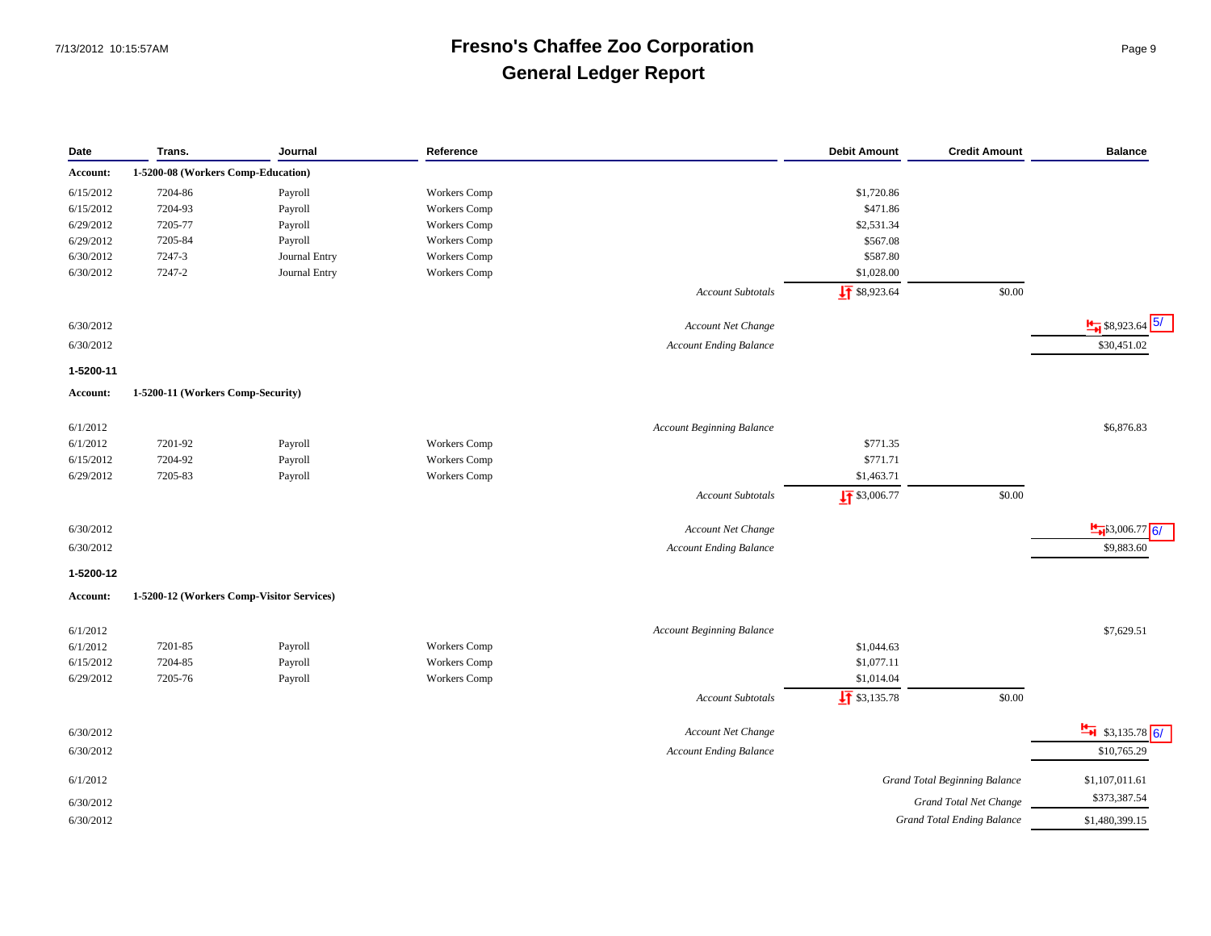# Fresno's Chaffee Zoo Corporation
## General Ledger Report

7/13/2012 10:15:57AM

| Date | Trans. | Journal | Reference | | Debit Amount | Credit Amount | Balance |
|---|---|---|---|---|---|---|---|
| **Account:** | **1-5200-08 (Workers Comp-Education)** | | | | | | |
| 6/15/2012 | 7204-86 | Payroll | Workers Comp | | $1,720.86 | | |
| 6/15/2012 | 7204-93 | Payroll | Workers Comp | | $471.86 | | |
| 6/29/2012 | 7205-77 | Payroll | Workers Comp | | $2,531.34 | | |
| 6/29/2012 | 7205-84 | Payroll | Workers Comp | | $567.08 | | |
| 6/30/2012 | 7247-3 | Journal Entry | Workers Comp | | $587.80 | | |
| 6/30/2012 | 7247-2 | Journal Entry | Workers Comp | | $1,028.00 | | |
| | | | | *Account Subtotals* | $8,923.64 | $0.00 | |
| 6/30/2012 | | | | *Account Net Change* | | | $8,923.64 5/ |
| 6/30/2012 | | | | *Account Ending Balance* | | | $30,451.02 |
| **1-5200-11** | | | | | | | |
| **Account:** | **1-5200-11 (Workers Comp-Security)** | | | | | | |
| 6/1/2012 | | | | *Account Beginning Balance* | | | $6,876.83 |
| 6/1/2012 | 7201-92 | Payroll | Workers Comp | | $771.35 | | |
| 6/15/2012 | 7204-92 | Payroll | Workers Comp | | $771.71 | | |
| 6/29/2012 | 7205-83 | Payroll | Workers Comp | | $1,463.71 | | |
| | | | | *Account Subtotals* | $3,006.77 | $0.00 | |
| 6/30/2012 | | | | *Account Net Change* | | | $3,006.77 6/ |
| 6/30/2012 | | | | *Account Ending Balance* | | | $9,883.60 |
| **1-5200-12** | | | | | | | |
| **Account:** | **1-5200-12 (Workers Comp-Visitor Services)** | | | | | | |
| 6/1/2012 | | | | *Account Beginning Balance* | | | $7,629.51 |
| 6/1/2012 | 7201-85 | Payroll | Workers Comp | | $1,044.63 | | |
| 6/15/2012 | 7204-85 | Payroll | Workers Comp | | $1,077.11 | | |
| 6/29/2012 | 7205-76 | Payroll | Workers Comp | | $1,014.04 | | |
| | | | | *Account Subtotals* | $3,135.78 | $0.00 | |
| 6/30/2012 | | | | *Account Net Change* | | | $3,135.78 6/ |
| 6/30/2012 | | | | *Account Ending Balance* | | | $10,765.29 |
| 6/1/2012 | | | | | | *Grand Total Beginning Balance* | $1,107,011.61 |
| 6/30/2012 | | | | | | *Grand Total Net Change* | $373,387.54 |
| 6/30/2012 | | | | | | *Grand Total Ending Balance* | $1,480,399.15 |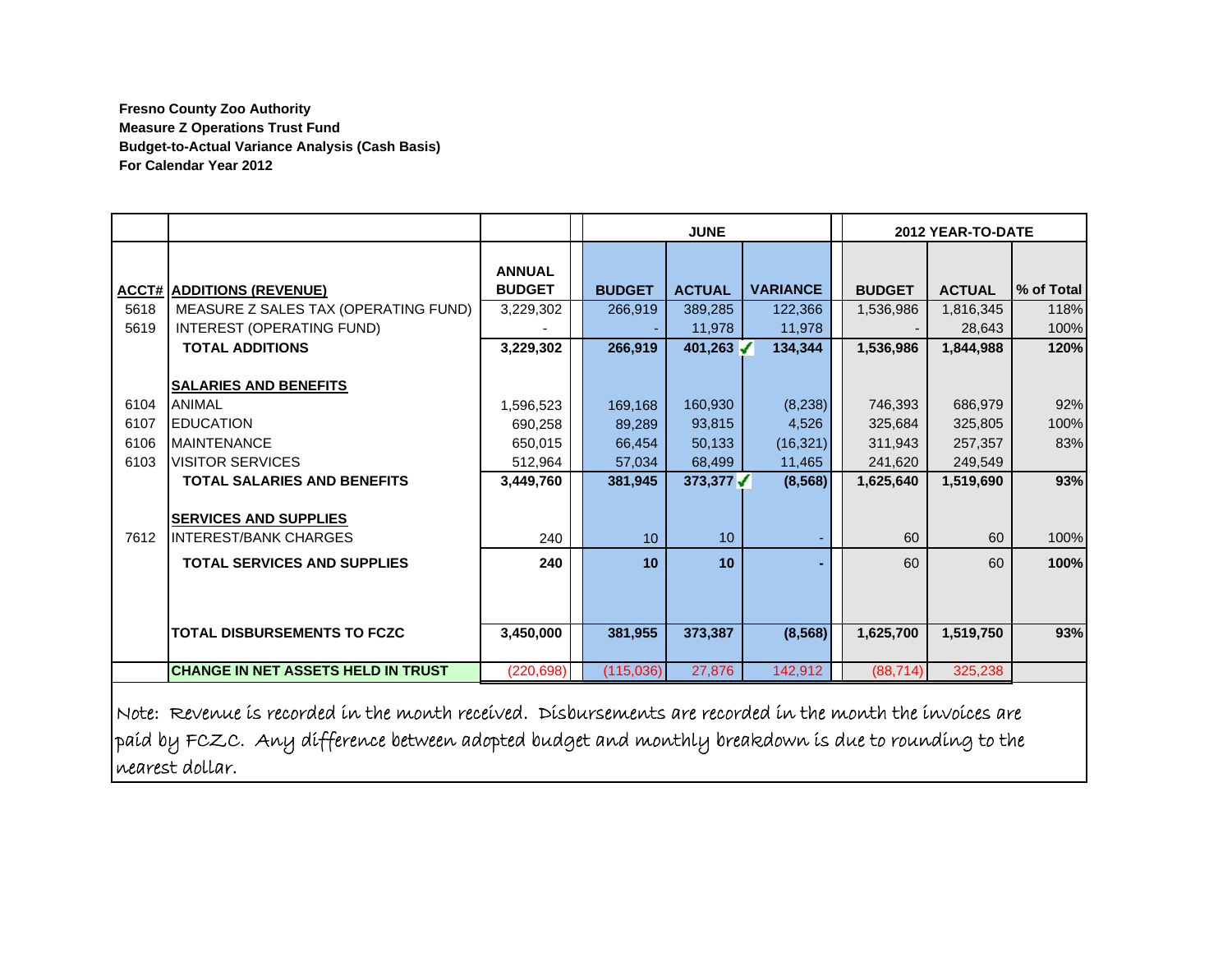**Fresno County Zoo Authority**
**Measure Z Operations Trust Fund**
**Budget-to-Actual Variance Analysis (Cash Basis)**
**For Calendar Year 2012**

| | | | JUNE | | | 2012 YEAR-TO-DATE | | |
|---|---|---|---|---|---|---|---|---|
| **ACCT#** | **ADDITIONS (REVENUE)** | **ANNUAL BUDGET** | **BUDGET** | **ACTUAL** | **VARIANCE** | **BUDGET** | **ACTUAL** | **% of Total** |
| 5618 | MEASURE Z SALES TAX (OPERATING FUND) | 3,229,302 | 266,919 | 389,285 | 122,366 | 1,536,986 | 1,816,345 | 118% |
| 5619 | INTEREST (OPERATING FUND) | - | - | 11,978 | 11,978 | - | 28,643 | 100% |
| | **TOTAL ADDITIONS** | **3,229,302** | **266,919** | **401,263** ✓ | **134,344** | **1,536,986** | **1,844,988** | **120%** |
| | **SALARIES AND BENEFITS** | | | | | | | |
| 6104 | ANIMAL | 1,596,523 | 169,168 | 160,930 | (8,238) | 746,393 | 686,979 | 92% |
| 6107 | EDUCATION | 690,258 | 89,289 | 93,815 | 4,526 | 325,684 | 325,805 | 100% |
| 6106 | MAINTENANCE | 650,015 | 66,454 | 50,133 | (16,321) | 311,943 | 257,357 | 83% |
| 6103 | VISITOR SERVICES | 512,964 | 57,034 | 68,499 | 11,465 | 241,620 | 249,549 | |
| | **TOTAL SALARIES AND BENEFITS** | **3,449,760** | **381,945** | **373,377** ✓ | **(8,568)** | **1,625,640** | **1,519,690** | **93%** |
| | **SERVICES AND SUPPLIES** | | | | | | | |
| 7612 | INTEREST/BANK CHARGES | 240 | 10 | 10 | - | 60 | 60 | 100% |
| | **TOTAL SERVICES AND SUPPLIES** | **240** | **10** | **10** | **-** | 60 | 60 | **100%** |
| | **TOTAL DISBURSEMENTS TO FCZC** | **3,450,000** | **381,955** | **373,387** | **(8,568)** | **1,625,700** | **1,519,750** | **93%** |
| | **CHANGE IN NET ASSETS HELD IN TRUST** | (220,698) | (115,036) | 27,876 | 142,912 | (88,714) | 325,238 | |

Note: Revenue is recorded in the month received. Disbursements are recorded in the month the invoices are paid by FCZC. Any difference between adopted budget and monthly breakdown is due to rounding to the nearest dollar.